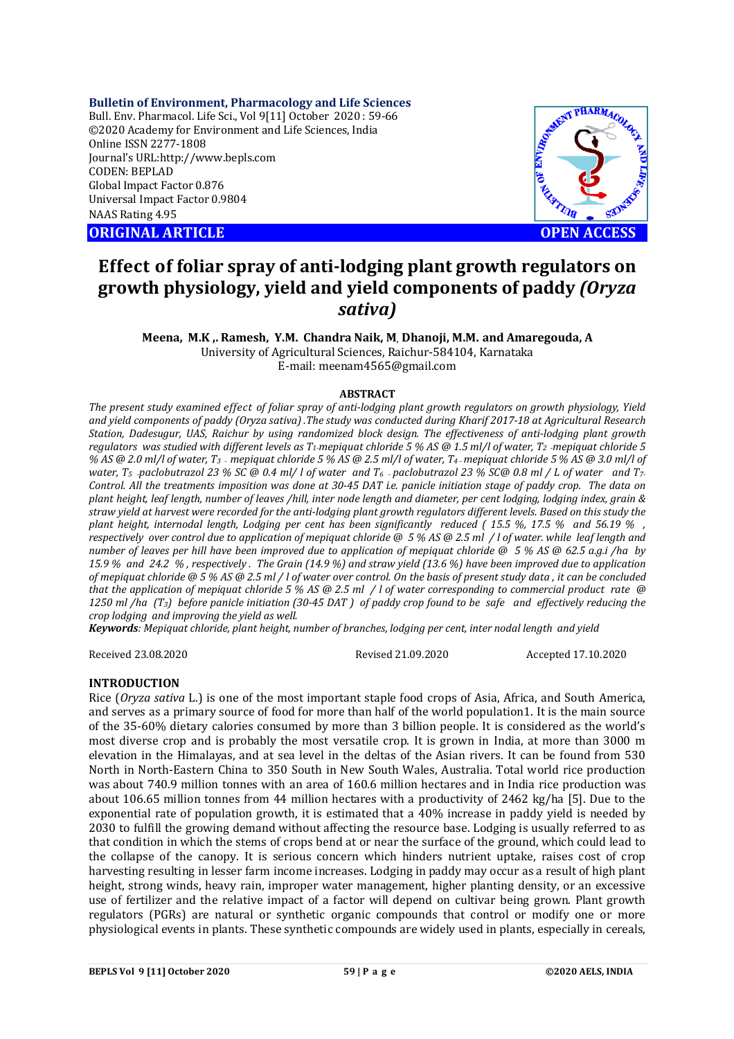**Bulletin of Environment, Pharmacology and Life Sciences**
Bull. Env. Pharmacol. Life Sci., Vol 9[11] October 2020 : 59-66
©2020 Academy for Environment and Life Sciences, India
Online ISSN 2277-1808
Journal's URL:http://www.bepls.com
CODEN: BEPLAD
Global Impact Factor 0.876
Universal Impact Factor 0.9804
NAAS Rating 4.95

**ORIGINAL ARTICLE** **OPEN ACCESS**

# Effect of foliar spray of anti-lodging plant growth regulators on growth physiology, yield and yield components of paddy *(Oryza sativa)*

**Meena, M.K ,. Ramesh, Y.M. Chandra Naik, M, Dhanoji, M.M. and Amaregouda, A**
University of Agricultural Sciences, Raichur-584104, Karnataka
E-mail: meenam4565@gmail.com

## ABSTRACT

*The present study examined effect of foliar spray of anti-lodging plant growth regulators on growth physiology, Yield and yield components of paddy (Oryza sativa) .The study was conducted during Kharif 2017-18 at Agricultural Research Station, Dadesugur, UAS, Raichur by using randomized block design. The effectiveness of anti-lodging plant growth regulators was studied with different levels as $T_1$-mepiquat chloride 5 % AS @ 1.5 ml/l of water, $T_2$ -mepiquat chloride 5 % AS @ 2.0 ml/l of water, $T_3$ - mepiquat chloride 5 % AS @ 2.5 ml/l of water, $T_4$ - mepiquat chloride 5 % AS @ 3.0 ml/l of water, $T_5$ -paclobutrazol 23 % SC @ 0.4 ml/ l of water and $T_6$ - paclobutrazol 23 % SC@ 0.8 ml / L of water and $T_7$- Control. All the treatments imposition was done at 30-45 DAT i.e. panicle initiation stage of paddy crop. The data on plant height, leaf length, number of leaves /hill, inter node length and diameter, per cent lodging, lodging index, grain & straw yield at harvest were recorded for the anti-lodging plant growth regulators different levels. Based on this study the plant height, internodal length, Lodging per cent has been significantly reduced ( 15.5 %, 17.5 % and 56.19 % , respectively over control due to application of mepiquat chloride @ 5 % AS @ 2.5 ml / l of water. while leaf length and number of leaves per hill have been improved due to application of mepiquat chloride @ 5 % AS @ 62.5 a.g.i /ha by 15.9 % and 24.2 % , respectively . The Grain (14.9 %) and straw yield (13.6 %) have been improved due to application of mepiquat chloride @ 5 % AS @ 2.5 ml / l of water over control. On the basis of present study data , it can be concluded that the application of mepiquat chloride 5 % AS @ 2.5 ml / l of water corresponding to commercial product rate @ 1250 ml /ha ($T_3$) before panicle initiation (30-45 DAT ) of paddy crop found to be safe and effectively reducing the crop lodging and improving the yield as well.*

***Keywords****: Mepiquat chloride, plant height, number of branches, lodging per cent, inter nodal length and yield*

Received 23.08.2020 Revised 21.09.2020 Accepted 17.10.2020

## INTRODUCTION

Rice (*Oryza sativa* L.) is one of the most important staple food crops of Asia, Africa, and South America, and serves as a primary source of food for more than half of the world population1. It is the main source of the 35-60% dietary calories consumed by more than 3 billion people. It is considered as the world's most diverse crop and is probably the most versatile crop. It is grown in India, at more than 3000 m elevation in the Himalayas, and at sea level in the deltas of the Asian rivers. It can be found from 530 North in North-Eastern China to 350 South in New South Wales, Australia. Total world rice production was about 740.9 million tonnes with an area of 160.6 million hectares and in India rice production was about 106.65 million tonnes from 44 million hectares with a productivity of 2462 kg/ha [5]. Due to the exponential rate of population growth, it is estimated that a 40% increase in paddy yield is needed by 2030 to fulfill the growing demand without affecting the resource base. Lodging is usually referred to as that condition in which the stems of crops bend at or near the surface of the ground, which could lead to the collapse of the canopy. It is serious concern which hinders nutrient uptake, raises cost of crop harvesting resulting in lesser farm income increases. Lodging in paddy may occur as a result of high plant height, strong winds, heavy rain, improper water management, higher planting density, or an excessive use of fertilizer and the relative impact of a factor will depend on cultivar being grown. Plant growth regulators (PGRs) are natural or synthetic organic compounds that control or modify one or more physiological events in plants. These synthetic compounds are widely used in plants, especially in cereals,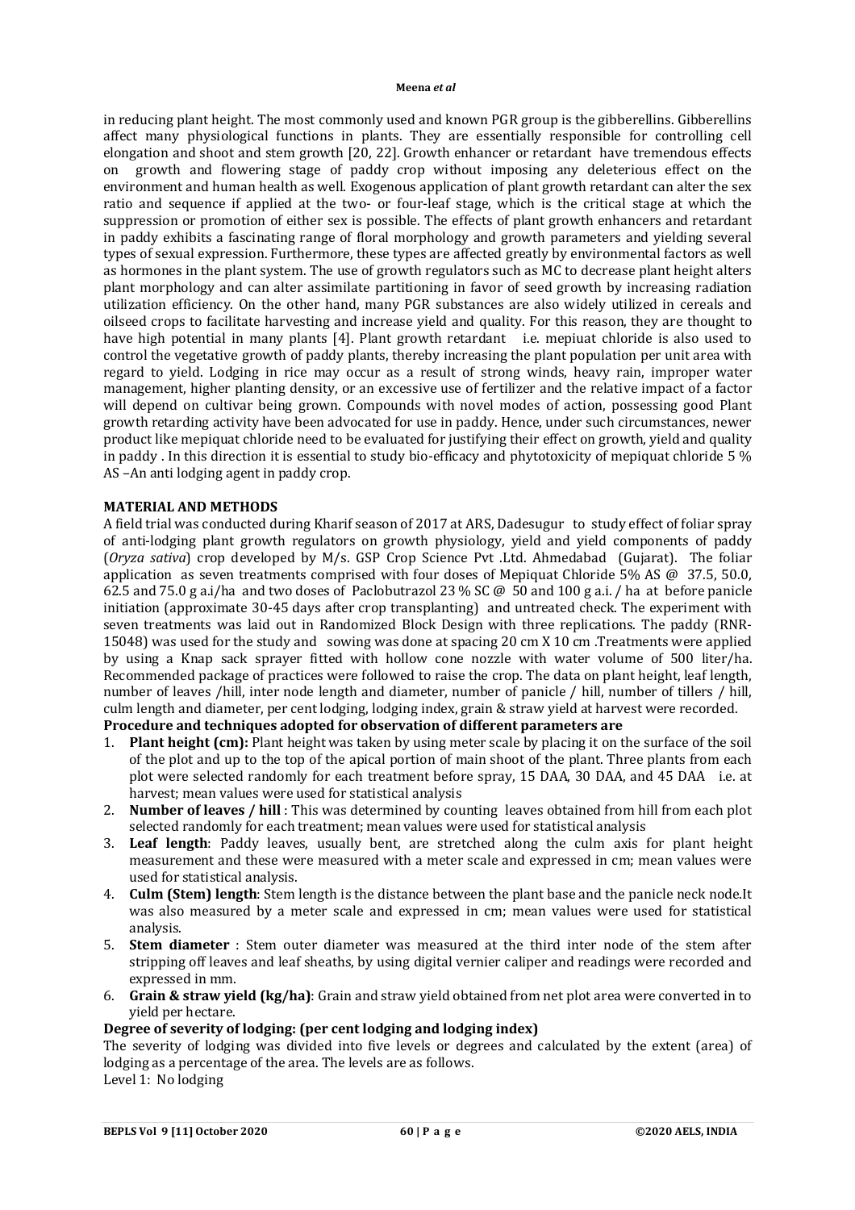in reducing plant height. The most commonly used and known PGR group is the gibberellins. Gibberellins affect many physiological functions in plants. They are essentially responsible for controlling cell elongation and shoot and stem growth [20, 22]. Growth enhancer or retardant have tremendous effects on growth and flowering stage of paddy crop without imposing any deleterious effect on the environment and human health as well. Exogenous application of plant growth retardant can alter the sex ratio and sequence if applied at the two- or four-leaf stage, which is the critical stage at which the suppression or promotion of either sex is possible. The effects of plant growth enhancers and retardant in paddy exhibits a fascinating range of floral morphology and growth parameters and yielding several types of sexual expression. Furthermore, these types are affected greatly by environmental factors as well as hormones in the plant system. The use of growth regulators such as MC to decrease plant height alters plant morphology and can alter assimilate partitioning in favor of seed growth by increasing radiation utilization efficiency. On the other hand, many PGR substances are also widely utilized in cereals and oilseed crops to facilitate harvesting and increase yield and quality. For this reason, they are thought to have high potential in many plants [4]. Plant growth retardant i.e. mepiuat chloride is also used to control the vegetative growth of paddy plants, thereby increasing the plant population per unit area with regard to yield. Lodging in rice may occur as a result of strong winds, heavy rain, improper water management, higher planting density, or an excessive use of fertilizer and the relative impact of a factor will depend on cultivar being grown. Compounds with novel modes of action, possessing good Plant growth retarding activity have been advocated for use in paddy. Hence, under such circumstances, newer product like mepiquat chloride need to be evaluated for justifying their effect on growth, yield and quality in paddy . In this direction it is essential to study bio-efficacy and phytotoxicity of mepiquat chloride 5 % AS –An anti lodging agent in paddy crop.

## MATERIAL AND METHODS

A field trial was conducted during Kharif season of 2017 at ARS, Dadesugur to study effect of foliar spray of anti-lodging plant growth regulators on growth physiology, yield and yield components of paddy (*Oryza sativa*) crop developed by M/s. GSP Crop Science Pvt .Ltd. Ahmedabad (Gujarat). The foliar application as seven treatments comprised with four doses of Mepiquat Chloride 5% AS @ 37.5, 50.0, 62.5 and 75.0 g a.i/ha and two doses of Paclobutrazol 23 % SC @ 50 and 100 g a.i. / ha at before panicle initiation (approximate 30-45 days after crop transplanting) and untreated check. The experiment with seven treatments was laid out in Randomized Block Design with three replications. The paddy (RNR-15048) was used for the study and sowing was done at spacing 20 cm X 10 cm .Treatments were applied by using a Knap sack sprayer fitted with hollow cone nozzle with water volume of 500 liter/ha. Recommended package of practices were followed to raise the crop. The data on plant height, leaf length, number of leaves /hill, inter node length and diameter, number of panicle / hill, number of tillers / hill, culm length and diameter, per cent lodging, lodging index, grain & straw yield at harvest were recorded.

**Procedure and techniques adopted for observation of different parameters are**

1. **Plant height (cm):** Plant height was taken by using meter scale by placing it on the surface of the soil of the plot and up to the top of the apical portion of main shoot of the plant. Three plants from each plot were selected randomly for each treatment before spray, 15 DAA, 30 DAA, and 45 DAA i.e. at harvest; mean values were used for statistical analysis
2. **Number of leaves / hill** : This was determined by counting leaves obtained from hill from each plot selected randomly for each treatment; mean values were used for statistical analysis
3. **Leaf length**: Paddy leaves, usually bent, are stretched along the culm axis for plant height measurement and these were measured with a meter scale and expressed in cm; mean values were used for statistical analysis.
4. **Culm (Stem) length**: Stem length is the distance between the plant base and the panicle neck node.It was also measured by a meter scale and expressed in cm; mean values were used for statistical analysis.
5. **Stem diameter** : Stem outer diameter was measured at the third inter node of the stem after stripping off leaves and leaf sheaths, by using digital vernier caliper and readings were recorded and expressed in mm.
6. **Grain & straw yield (kg/ha)**: Grain and straw yield obtained from net plot area were converted in to yield per hectare.

**Degree of severity of lodging: (per cent lodging and lodging index)**

The severity of lodging was divided into five levels or degrees and calculated by the extent (area) of lodging as a percentage of the area. The levels are as follows.

Level 1: No lodging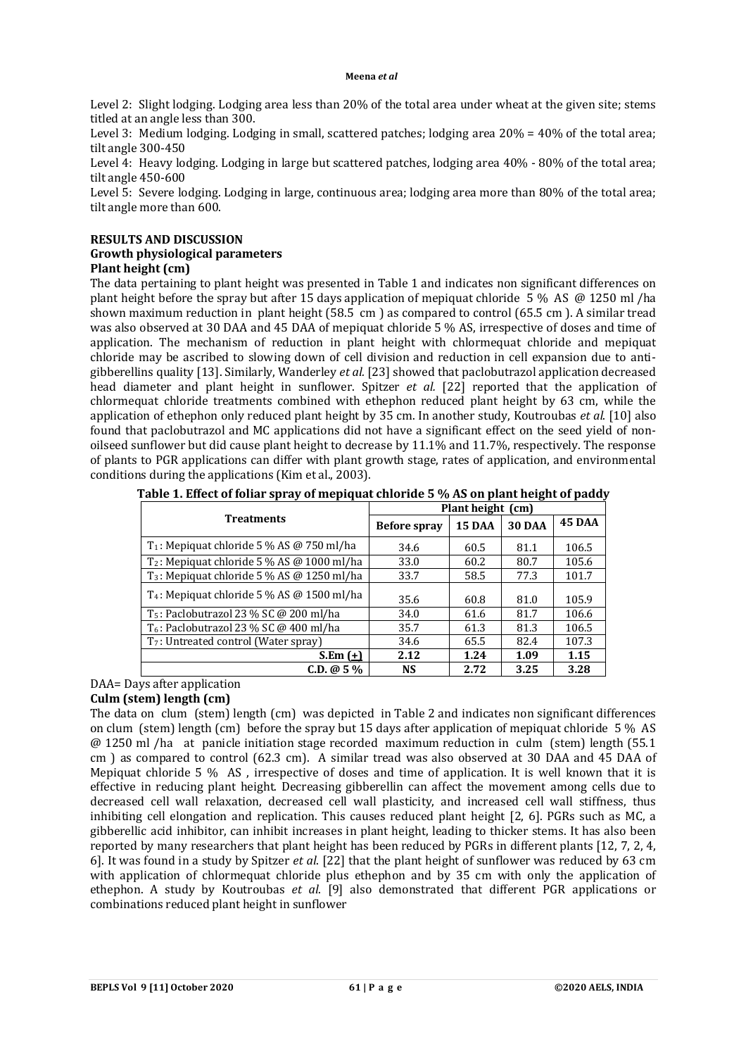Level 2: Slight lodging. Lodging area less than 20% of the total area under wheat at the given site; stems titled at an angle less than 300.

Level 3: Medium lodging. Lodging in small, scattered patches; lodging area 20% = 40% of the total area; tilt angle 300-450

Level 4: Heavy lodging. Lodging in large but scattered patches, lodging area 40% - 80% of the total area; tilt angle 450-600

Level 5: Severe lodging. Lodging in large, continuous area; lodging area more than 80% of the total area; tilt angle more than 600.

## RESULTS AND DISCUSSION

### Growth physiological parameters

#### Plant height (cm)

The data pertaining to plant height was presented in Table 1 and indicates non significant differences on plant height before the spray but after 15 days application of mepiquat chloride 5 % AS @ 1250 ml /ha shown maximum reduction in plant height (58.5 cm ) as compared to control (65.5 cm ). A similar tread was also observed at 30 DAA and 45 DAA of mepiquat chloride 5 % AS, irrespective of doses and time of application. The mechanism of reduction in plant height with chlormequat chloride and mepiquat chloride may be ascribed to slowing down of cell division and reduction in cell expansion due to anti-gibberellins quality [13]. Similarly, Wanderley *et al.* [23] showed that paclobutrazol application decreased head diameter and plant height in sunflower. Spitzer *et al.* [22] reported that the application of chlormequat chloride treatments combined with ethephon reduced plant height by 63 cm, while the application of ethephon only reduced plant height by 35 cm. In another study, Koutroubas *et al.* [10] also found that paclobutrazol and MC applications did not have a significant effect on the seed yield of non-oilseed sunflower but did cause plant height to decrease by 11.1% and 11.7%, respectively. The response of plants to PGR applications can differ with plant growth stage, rates of application, and environmental conditions during the applications (Kim et al., 2003).

**Table 1. Effect of foliar spray of mepiquat chloride 5 % AS on plant height of paddy**

| Treatments | Plant height (cm) | | | |
|---|---|---|---|---|
| | Before spray | 15 DAA | 30 DAA | 45 DAA |
| $T_1$: Mepiquat chloride 5 % AS @ 750 ml/ha | 34.6 | 60.5 | 81.1 | 106.5 |
| $T_2$: Mepiquat chloride 5 % AS @ 1000 ml/ha | 33.0 | 60.2 | 80.7 | 105.6 |
| $T_3$: Mepiquat chloride 5 % AS @ 1250 ml/ha | 33.7 | 58.5 | 77.3 | 101.7 |
| $T_4$: Mepiquat chloride 5 % AS @ 1500 ml/ha | 35.6 | 60.8 | 81.0 | 105.9 |
| $T_5$: Paclobutrazol 23 % SC @ 200 ml/ha | 34.0 | 61.6 | 81.7 | 106.6 |
| $T_6$: Paclobutrazol 23 % SC @ 400 ml/ha | 35.7 | 61.3 | 81.3 | 106.5 |
| $T_7$: Untreated control (Water spray) | 34.6 | 65.5 | 82.4 | 107.3 |
| **S.Em (±)** | **2.12** | **1.24** | **1.09** | **1.15** |
| **C.D. @ 5 %** | **NS** | **2.72** | **3.25** | **3.28** |

DAA= Days after application

#### Culm (stem) length (cm)

The data on clum (stem) length (cm) was depicted in Table 2 and indicates non significant differences on clum (stem) length (cm) before the spray but 15 days after application of mepiquat chloride 5 % AS @ 1250 ml /ha at panicle initiation stage recorded maximum reduction in culm (stem) length (55.1 cm ) as compared to control (62.3 cm). A similar tread was also observed at 30 DAA and 45 DAA of Mepiquat chloride 5 % AS , irrespective of doses and time of application. It is well known that it is effective in reducing plant height. Decreasing gibberellin can affect the movement among cells due to decreased cell wall relaxation, decreased cell wall plasticity, and increased cell wall stiffness, thus inhibiting cell elongation and replication. This causes reduced plant height [2, 6]. PGRs such as MC, a gibberellic acid inhibitor, can inhibit increases in plant height, leading to thicker stems. It has also been reported by many researchers that plant height has been reduced by PGRs in different plants [12, 7, 2, 4, 6]. It was found in a study by Spitzer *et al.* [22] that the plant height of sunflower was reduced by 63 cm with application of chlormequat chloride plus ethephon and by 35 cm with only the application of ethephon. A study by Koutroubas *et al.* [9] also demonstrated that different PGR applications or combinations reduced plant height in sunflower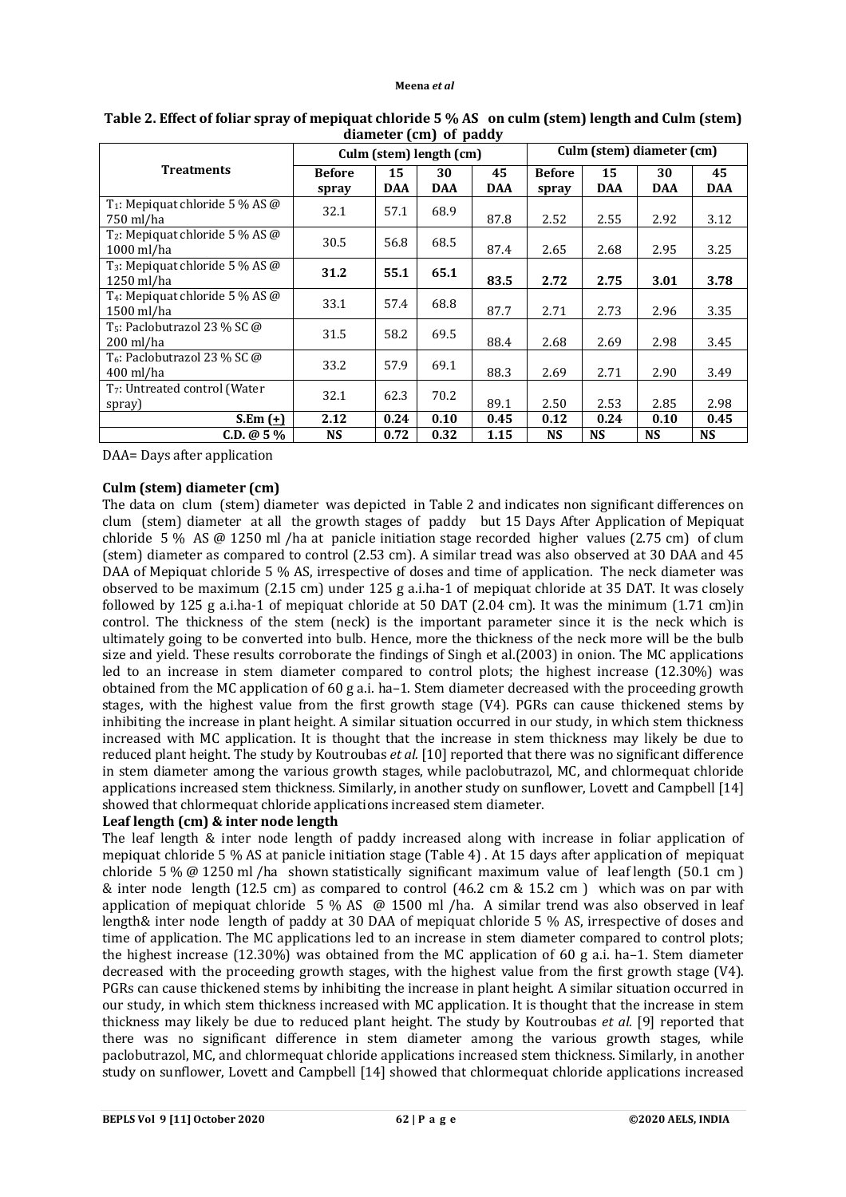**Table 2. Effect of foliar spray of mepiquat chloride 5 % AS on culm (stem) length and Culm (stem) diameter (cm) of paddy**

| Treatments | Culm (stem) length (cm) | | | | Culm (stem) diameter (cm) | | | |
|---|---|---|---|---|---|---|---|---|
| | Before spray | 15 DAA | 30 DAA | 45 DAA | Before spray | 15 DAA | 30 DAA | 45 DAA |
| $T_1$: Mepiquat chloride 5 % AS @ 750 ml/ha | 32.1 | 57.1 | 68.9 | 87.8 | 2.52 | 2.55 | 2.92 | 3.12 |
| $T_2$: Mepiquat chloride 5 % AS @ 1000 ml/ha | 30.5 | 56.8 | 68.5 | 87.4 | 2.65 | 2.68 | 2.95 | 3.25 |
| $T_3$: Mepiquat chloride 5 % AS @ 1250 ml/ha | **31.2** | **55.1** | **65.1** | **83.5** | **2.72** | **2.75** | **3.01** | **3.78** |
| $T_4$: Mepiquat chloride 5 % AS @ 1500 ml/ha | 33.1 | 57.4 | 68.8 | 87.7 | 2.71 | 2.73 | 2.96 | 3.35 |
| $T_5$: Paclobutrazol 23 % SC @ 200 ml/ha | 31.5 | 58.2 | 69.5 | 88.4 | 2.68 | 2.69 | 2.98 | 3.45 |
| $T_6$: Paclobutrazol 23 % SC @ 400 ml/ha | 33.2 | 57.9 | 69.1 | 88.3 | 2.69 | 2.71 | 2.90 | 3.49 |
| $T_7$: Untreated control (Water spray) | 32.1 | 62.3 | 70.2 | 89.1 | 2.50 | 2.53 | 2.85 | 2.98 |
| **S.Em (+)** | **2.12** | **0.24** | **0.10** | **0.45** | **0.12** | **0.24** | **0.10** | **0.45** |
| **C.D. @ 5 %** | **NS** | **0.72** | **0.32** | **1.15** | **NS** | **NS** | **NS** | **NS** |

DAA= Days after application

**Culm (stem) diameter (cm)**

The data on clum (stem) diameter was depicted in Table 2 and indicates non significant differences on clum (stem) diameter at all the growth stages of paddy but 15 Days After Application of Mepiquat chloride 5 % AS @ 1250 ml /ha at panicle initiation stage recorded higher values (2.75 cm) of clum (stem) diameter as compared to control (2.53 cm). A similar tread was also observed at 30 DAA and 45 DAA of Mepiquat chloride 5 % AS, irrespective of doses and time of application. The neck diameter was observed to be maximum (2.15 cm) under 125 g a.i.ha-1 of mepiquat chloride at 35 DAT. It was closely followed by 125 g a.i.ha-1 of mepiquat chloride at 50 DAT (2.04 cm). It was the minimum (1.71 cm)in control. The thickness of the stem (neck) is the important parameter since it is the neck which is ultimately going to be converted into bulb. Hence, more the thickness of the neck more will be the bulb size and yield. These results corroborate the findings of Singh et al.(2003) in onion. The MC applications led to an increase in stem diameter compared to control plots; the highest increase (12.30%) was obtained from the MC application of 60 g a.i. ha–1. Stem diameter decreased with the proceeding growth stages, with the highest value from the first growth stage (V4). PGRs can cause thickened stems by inhibiting the increase in plant height. A similar situation occurred in our study, in which stem thickness increased with MC application. It is thought that the increase in stem thickness may likely be due to reduced plant height. The study by Koutroubas *et al.* [10] reported that there was no significant difference in stem diameter among the various growth stages, while paclobutrazol, MC, and chlormequat chloride applications increased stem thickness. Similarly, in another study on sunflower, Lovett and Campbell [14] showed that chlormequat chloride applications increased stem diameter.

**Leaf length (cm) & inter node length**

The leaf length & inter node length of paddy increased along with increase in foliar application of mepiquat chloride 5 % AS at panicle initiation stage (Table 4) . At 15 days after application of mepiquat chloride 5 % @ 1250 ml /ha shown statistically significant maximum value of leaf length (50.1 cm ) & inter node length (12.5 cm) as compared to control (46.2 cm & 15.2 cm ) which was on par with application of mepiquat chloride 5 % AS @ 1500 ml /ha. A similar trend was also observed in leaf length& inter node length of paddy at 30 DAA of mepiquat chloride 5 % AS, irrespective of doses and time of application. The MC applications led to an increase in stem diameter compared to control plots; the highest increase (12.30%) was obtained from the MC application of 60 g a.i. ha–1. Stem diameter decreased with the proceeding growth stages, with the highest value from the first growth stage (V4). PGRs can cause thickened stems by inhibiting the increase in plant height. A similar situation occurred in our study, in which stem thickness increased with MC application. It is thought that the increase in stem thickness may likely be due to reduced plant height. The study by Koutroubas *et al.* [9] reported that there was no significant difference in stem diameter among the various growth stages, while paclobutrazol, MC, and chlormequat chloride applications increased stem thickness. Similarly, in another study on sunflower, Lovett and Campbell [14] showed that chlormequat chloride applications increased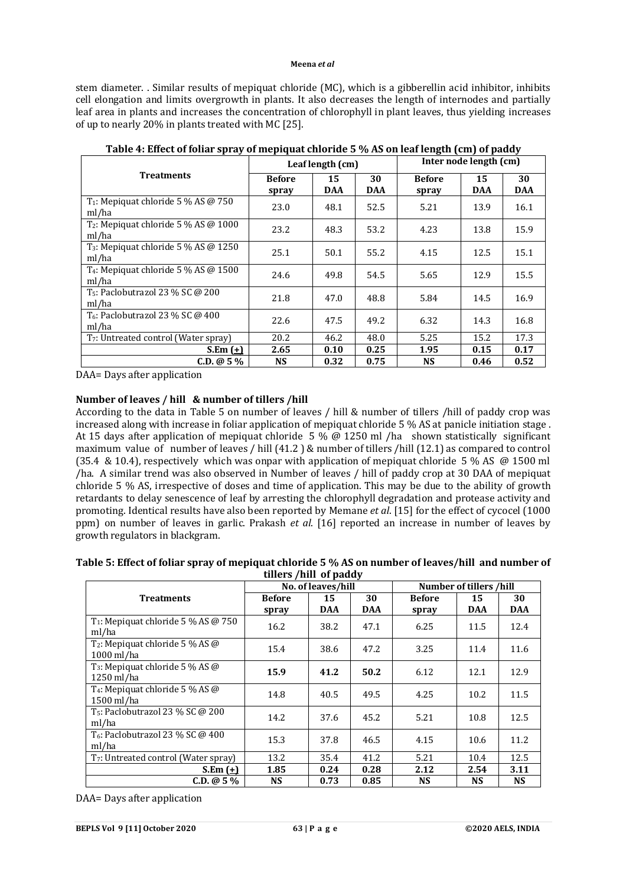stem diameter. . Similar results of mepiquat chloride (MC), which is a gibberellin acid inhibitor, inhibits cell elongation and limits overgrowth in plants. It also decreases the length of internodes and partially leaf area in plants and increases the concentration of chlorophyll in plant leaves, thus yielding increases of up to nearly 20% in plants treated with MC [25].

**Table 4: Effect of foliar spray of mepiquat chloride 5 % AS on leaf length (cm) of paddy**

| Treatments | Leaf length (cm) | | | Inter node length (cm) | | |
|---|---|---|---|---|---|---|
| | Before spray | 15 DAA | 30 DAA | Before spray | 15 DAA | 30 DAA |
| $T_1$: Mepiquat chloride 5 % AS @ 750 ml/ha | 23.0 | 48.1 | 52.5 | 5.21 | 13.9 | 16.1 |
| $T_2$: Mepiquat chloride 5 % AS @ 1000 ml/ha | 23.2 | 48.3 | 53.2 | 4.23 | 13.8 | 15.9 |
| $T_3$: Mepiquat chloride 5 % AS @ 1250 ml/ha | 25.1 | 50.1 | 55.2 | 4.15 | 12.5 | 15.1 |
| $T_4$: Mepiquat chloride 5 % AS @ 1500 ml/ha | 24.6 | 49.8 | 54.5 | 5.65 | 12.9 | 15.5 |
| $T_5$: Paclobutrazol 23 % SC @ 200 ml/ha | 21.8 | 47.0 | 48.8 | 5.84 | 14.5 | 16.9 |
| $T_6$: Paclobutrazol 23 % SC @ 400 ml/ha | 22.6 | 47.5 | 49.2 | 6.32 | 14.3 | 16.8 |
| $T_7$: Untreated control (Water spray) | 20.2 | 46.2 | 48.0 | 5.25 | 15.2 | 17.3 |
| **S.Em (±)** | **2.65** | **0.10** | **0.25** | **1.95** | **0.15** | **0.17** |
| **C.D. @ 5 %** | **NS** | **0.32** | **0.75** | **NS** | **0.46** | **0.52** |

DAA= Days after application

### Number of leaves / hill & number of tillers /hill

According to the data in Table 5 on number of leaves / hill & number of tillers /hill of paddy crop was increased along with increase in foliar application of mepiquat chloride 5 % AS at panicle initiation stage . At 15 days after application of mepiquat chloride 5 % @ 1250 ml /ha shown statistically significant maximum value of number of leaves / hill (41.2 ) & number of tillers /hill (12.1) as compared to control (35.4 & 10.4), respectively which was onpar with application of mepiquat chloride 5 % AS @ 1500 ml /ha. A similar trend was also observed in Number of leaves / hill of paddy crop at 30 DAA of mepiquat chloride 5 % AS, irrespective of doses and time of application. This may be due to the ability of growth retardants to delay senescence of leaf by arresting the chlorophyll degradation and protease activity and promoting. Identical results have also been reported by Memane *et al*. [15] for the effect of cycocel (1000 ppm) on number of leaves in garlic. Prakash *et al*. [16] reported an increase in number of leaves by growth regulators in blackgram.

**Table 5: Effect of foliar spray of mepiquat chloride 5 % AS on number of leaves/hill and number of tillers /hill of paddy**

| Treatments | No. of leaves/hill | | | Number of tillers /hill | | |
|---|---|---|---|---|---|---|
| | Before spray | 15 DAA | 30 DAA | Before spray | 15 DAA | 30 DAA |
| $T_1$: Mepiquat chloride 5 % AS @ 750 ml/ha | 16.2 | 38.2 | 47.1 | 6.25 | 11.5 | 12.4 |
| $T_2$: Mepiquat chloride 5 % AS @ 1000 ml/ha | 15.4 | 38.6 | 47.2 | 3.25 | 11.4 | 11.6 |
| $T_3$: Mepiquat chloride 5 % AS @ 1250 ml/ha | **15.9** | **41.2** | **50.2** | 6.12 | 12.1 | 12.9 |
| $T_4$: Mepiquat chloride 5 % AS @ 1500 ml/ha | 14.8 | 40.5 | 49.5 | 4.25 | 10.2 | 11.5 |
| $T_5$: Paclobutrazol 23 % SC @ 200 ml/ha | 14.2 | 37.6 | 45.2 | 5.21 | 10.8 | 12.5 |
| $T_6$: Paclobutrazol 23 % SC @ 400 ml/ha | 15.3 | 37.8 | 46.5 | 4.15 | 10.6 | 11.2 |
| $T_7$: Untreated control (Water spray) | 13.2 | 35.4 | 41.2 | 5.21 | 10.4 | 12.5 |
| **S.Em (±)** | **1.85** | **0.24** | **0.28** | **2.12** | **2.54** | **3.11** |
| **C.D. @ 5 %** | **NS** | **0.73** | **0.85** | **NS** | **NS** | **NS** |

DAA= Days after application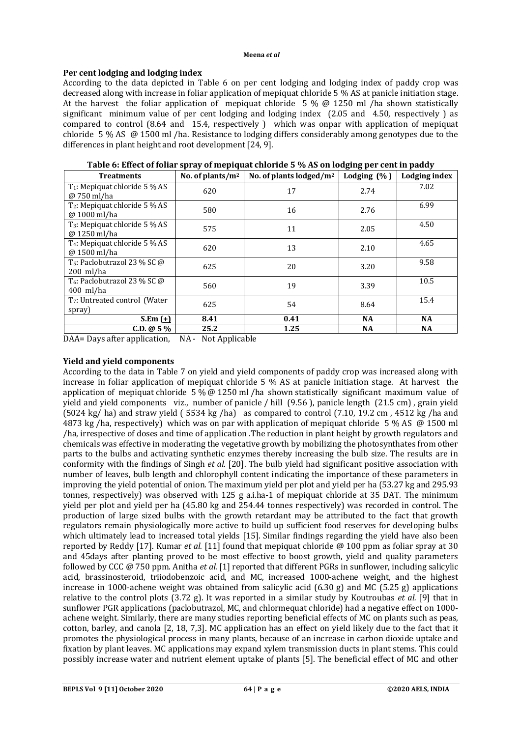### Per cent lodging and lodging index

According to the data depicted in Table 6 on per cent lodging and lodging index of paddy crop was decreased along with increase in foliar application of mepiquat chloride 5 % AS at panicle initiation stage. At the harvest the foliar application of mepiquat chloride 5 % @ 1250 ml /ha shown statistically significant minimum value of per cent lodging and lodging index (2.05 and 4.50, respectively ) as compared to control (8.64 and 15.4, respectively ) which was onpar with application of mepiquat chloride 5 % AS @ 1500 ml /ha. Resistance to lodging differs considerably among genotypes due to the differences in plant height and root development [24, 9].

**Table 6: Effect of foliar spray of mepiquat chloride 5 % AS on lodging per cent in paddy**

| Treatments | No. of plants/m² | No. of plants lodged/m² | Lodging (%) | Lodging index |
|---|---|---|---|---|
| $T_1$: Mepiquat chloride 5 % AS @ 750 ml/ha | 620 | 17 | 2.74 | 7.02 |
| $T_2$: Mepiquat chloride 5 % AS @ 1000 ml/ha | 580 | 16 | 2.76 | 6.99 |
| $T_3$: Mepiquat chloride 5 % AS @ 1250 ml/ha | 575 | 11 | 2.05 | 4.50 |
| $T_4$: Mepiquat chloride 5 % AS @ 1500 ml/ha | 620 | 13 | 2.10 | 4.65 |
| $T_5$: Paclobutrazol 23 % SC @ 200 ml/ha | 625 | 20 | 3.20 | 9.58 |
| $T_6$: Paclobutrazol 23 % SC @ 400 ml/ha | 560 | 19 | 3.39 | 10.5 |
| $T_7$: Untreated control (Water spray) | 625 | 54 | 8.64 | 15.4 |
| **S.Em (+)** | **8.41** | **0.41** | **NA** | **NA** |
| **C.D. @ 5 %** | **25.2** | **1.25** | **NA** | **NA** |

DAA= Days after application, NA - Not Applicable

### Yield and yield components

According to the data in Table 7 on yield and yield components of paddy crop was increased along with increase in foliar application of mepiquat chloride 5 % AS at panicle initiation stage. At harvest the application of mepiquat chloride 5 % @ 1250 ml /ha shown statistically significant maximum value of yield and yield components viz., number of panicle / hill (9.56 ), panicle length (21.5 cm) , grain yield (5024 kg/ ha) and straw yield ( 5534 kg /ha) as compared to control (7.10, 19.2 cm , 4512 kg /ha and 4873 kg /ha, respectively) which was on par with application of mepiquat chloride 5 % AS @ 1500 ml /ha, irrespective of doses and time of application .The reduction in plant height by growth regulators and chemicals was effective in moderating the vegetative growth by mobilizing the photosynthates from other parts to the bulbs and activating synthetic enzymes thereby increasing the bulb size. The results are in conformity with the findings of Singh *et al*. [20]. The bulb yield had significant positive association with number of leaves, bulb length and chlorophyll content indicating the importance of these parameters in improving the yield potential of onion. The maximum yield per plot and yield per ha (53.27 kg and 295.93 tonnes, respectively) was observed with 125 g a.i.ha-1 of mepiquat chloride at 35 DAT. The minimum yield per plot and yield per ha (45.80 kg and 254.44 tonnes respectively) was recorded in control. The production of large sized bulbs with the growth retardant may be attributed to the fact that growth regulators remain physiologically more active to build up sufficient food reserves for developing bulbs which ultimately lead to increased total yields [15]. Similar findings regarding the yield have also been reported by Reddy [17]. Kumar *et al*. [11] found that mepiquat chloride @ 100 ppm as foliar spray at 30 and 45days after planting proved to be most effective to boost growth, yield and quality parameters followed by CCC @ 750 ppm. Anitha *et al*. [1] reported that different PGRs in sunflower, including salicylic acid, brassinosteroid, triiodobenzoic acid, and MC, increased 1000-achene weight, and the highest increase in 1000-achene weight was obtained from salicylic acid (6.30 g) and MC (5.25 g) applications relative to the control plots (3.72 g). It was reported in a similar study by Koutroubas *et al*. [9] that in sunflower PGR applications (paclobutrazol, MC, and chlormequat chloride) had a negative effect on 1000-achene weight. Similarly, there are many studies reporting beneficial effects of MC on plants such as peas, cotton, barley, and canola [2, 18, 7,3]. MC application has an effect on yield likely due to the fact that it promotes the physiological process in many plants, because of an increase in carbon dioxide uptake and fixation by plant leaves. MC applications may expand xylem transmission ducts in plant stems. This could possibly increase water and nutrient element uptake of plants [5]. The beneficial effect of MC and other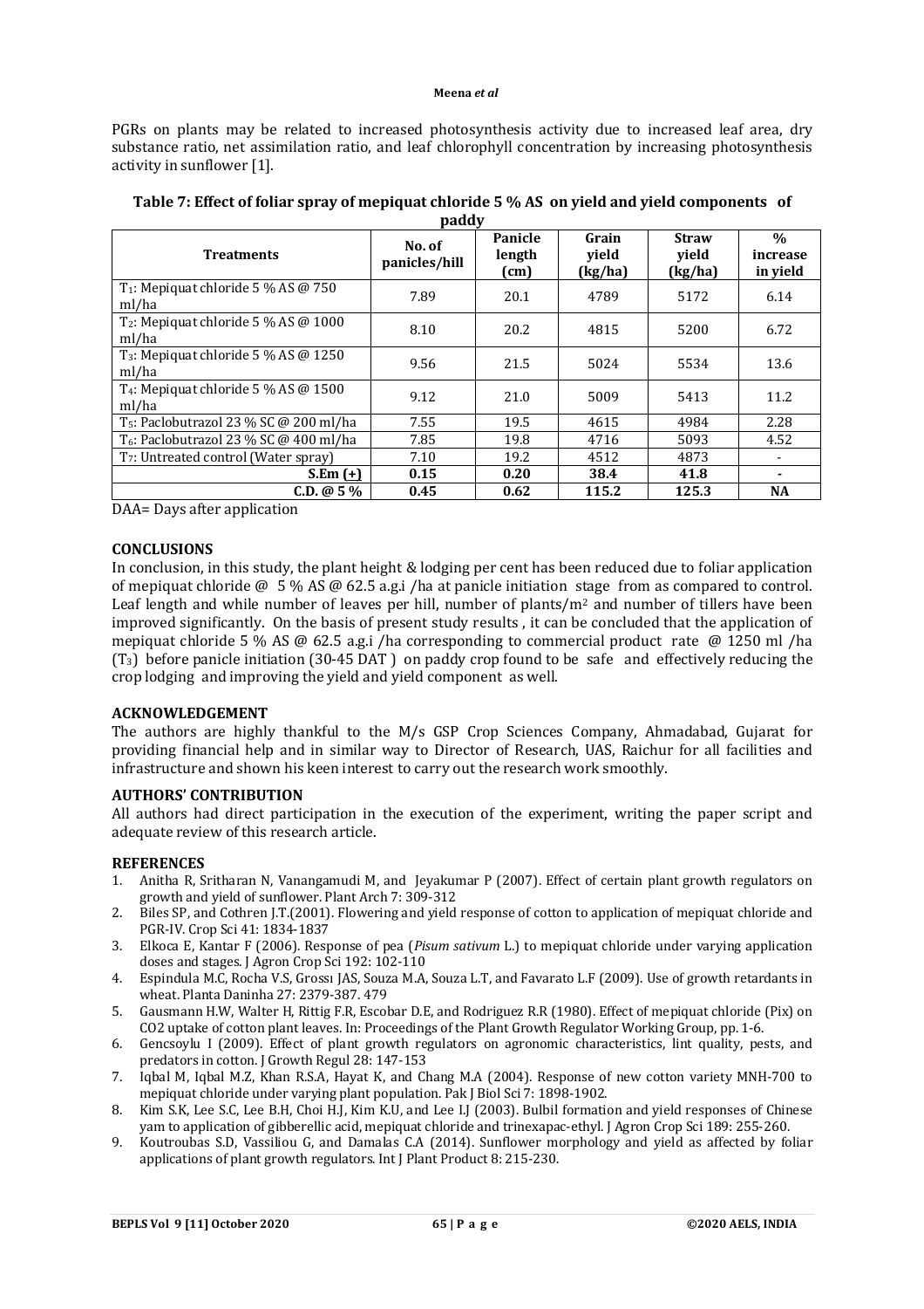PGRs on plants may be related to increased photosynthesis activity due to increased leaf area, dry substance ratio, net assimilation ratio, and leaf chlorophyll concentration by increasing photosynthesis activity in sunflower [1].

**Table 7: Effect of foliar spray of mepiquat chloride 5 % AS on yield and yield components of paddy**

| Treatments | No. of panicles/hill | Panicle length (cm) | Grain yield (kg/ha) | Straw yield (kg/ha) | % increase in yield |
|---|---|---|---|---|---|
| $T_1$: Mepiquat chloride 5 % AS @ 750 ml/ha | 7.89 | 20.1 | 4789 | 5172 | 6.14 |
| $T_2$: Mepiquat chloride 5 % AS @ 1000 ml/ha | 8.10 | 20.2 | 4815 | 5200 | 6.72 |
| $T_3$: Mepiquat chloride 5 % AS @ 1250 ml/ha | 9.56 | 21.5 | 5024 | 5534 | 13.6 |
| $T_4$: Mepiquat chloride 5 % AS @ 1500 ml/ha | 9.12 | 21.0 | 5009 | 5413 | 11.2 |
| $T_5$: Paclobutrazol 23 % SC @ 200 ml/ha | 7.55 | 19.5 | 4615 | 4984 | 2.28 |
| $T_6$: Paclobutrazol 23 % SC @ 400 ml/ha | 7.85 | 19.8 | 4716 | 5093 | 4.52 |
| $T_7$: Untreated control (Water spray) | 7.10 | 19.2 | 4512 | 4873 | - |
| **S.Em (+)** | **0.15** | **0.20** | **38.4** | **41.8** | **-** |
| **C.D. @ 5 %** | **0.45** | **0.62** | **115.2** | **125.3** | **NA** |

DAA= Days after application

## CONCLUSIONS

In conclusion, in this study, the plant height & lodging per cent has been reduced due to foliar application of mepiquat chloride @ 5 % AS @ 62.5 a.g.i /ha at panicle initiation stage from as compared to control. Leaf length and while number of leaves per hill, number of plants/m$^2$ and number of tillers have been improved significantly. On the basis of present study results , it can be concluded that the application of mepiquat chloride 5 % AS @ 62.5 a.g.i /ha corresponding to commercial product rate @ 1250 ml /ha ($T_3$) before panicle initiation (30-45 DAT ) on paddy crop found to be safe and effectively reducing the crop lodging and improving the yield and yield component as well.

## ACKNOWLEDGEMENT

The authors are highly thankful to the M/s GSP Crop Sciences Company, Ahmadabad, Gujarat for providing financial help and in similar way to Director of Research, UAS, Raichur for all facilities and infrastructure and shown his keen interest to carry out the research work smoothly.

## AUTHORS' CONTRIBUTION

All authors had direct participation in the execution of the experiment, writing the paper script and adequate review of this research article.

## REFERENCES

1. Anitha R, Sritharan N, Vanangamudi M, and Jeyakumar P (2007). Effect of certain plant growth regulators on growth and yield of sunflower. Plant Arch 7: 309-312
2. Biles SP, and Cothren J.T.(2001). Flowering and yield response of cotton to application of mepiquat chloride and PGR-IV. Crop Sci 41: 1834-1837
3. Elkoca E, Kantar F (2006). Response of pea (*Pisum sativum* L.) to mepiquat chloride under varying application doses and stages. J Agron Crop Sci 192: 102-110
4. Espindula M.C, Rocha V.S, Grossı JAS, Souza M.A, Souza L.T, and Favarato L.F (2009). Use of growth retardants in wheat. Planta Daninha 27: 2379-387. 479
5. Gausmann H.W, Walter H, Rittig F.R, Escobar D.E, and Rodriguez R.R (1980). Effect of mepiquat chloride (Pix) on CO2 uptake of cotton plant leaves. In: Proceedings of the Plant Growth Regulator Working Group, pp. 1-6.
6. Gencsoylu I (2009). Effect of plant growth regulators on agronomic characteristics, lint quality, pests, and predators in cotton. J Growth Regul 28: 147-153
7. Iqbal M, Iqbal M.Z, Khan R.S.A, Hayat K, and Chang M.A (2004). Response of new cotton variety MNH-700 to mepiquat chloride under varying plant population. Pak J Biol Sci 7: 1898-1902.
8. Kim S.K, Lee S.C, Lee B.H, Choi H.J, Kim K.U, and Lee I.J (2003). Bulbil formation and yield responses of Chinese yam to application of gibberellic acid, mepiquat chloride and trinexapac-ethyl. J Agron Crop Sci 189: 255-260.
9. Koutroubas S.D, Vassiliou G, and Damalas C.A (2014). Sunflower morphology and yield as affected by foliar applications of plant growth regulators. Int J Plant Product 8: 215-230.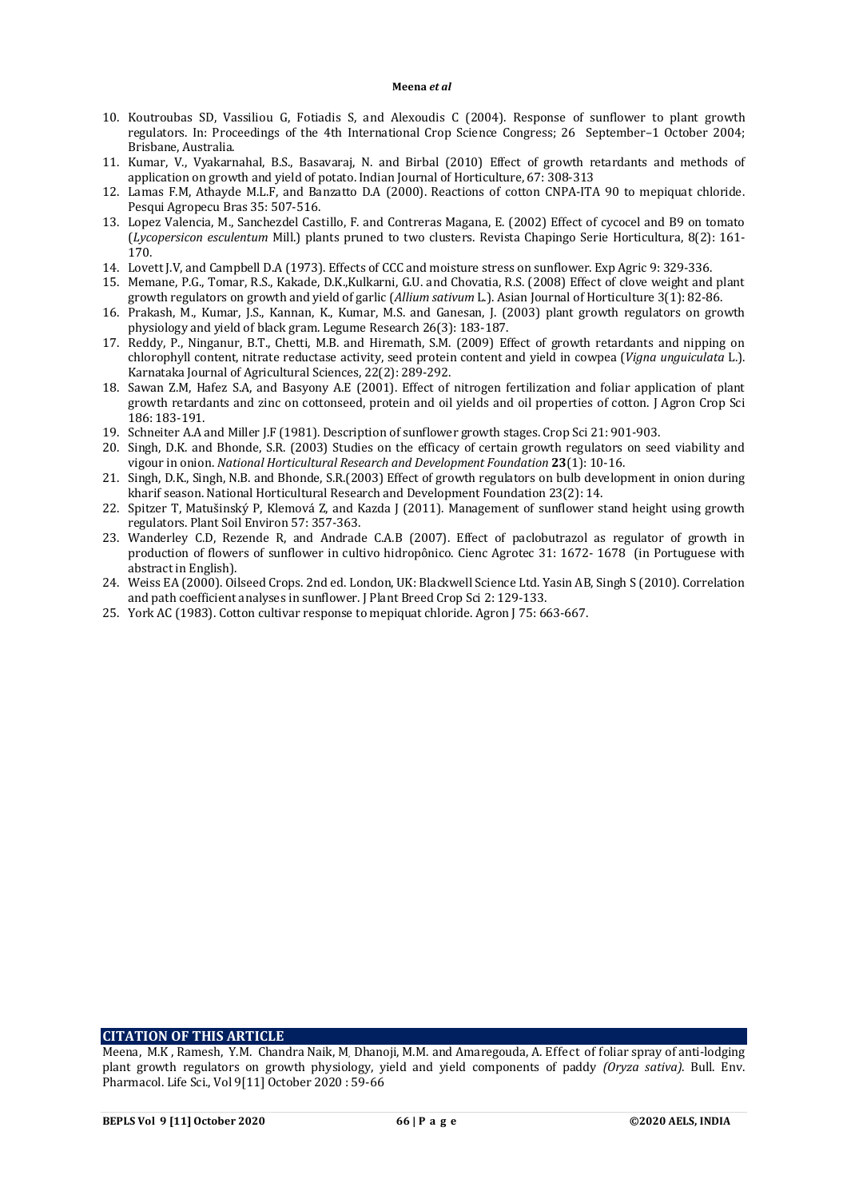10. Koutroubas SD, Vassiliou G, Fotiadis S, and Alexoudis C (2004). Response of sunflower to plant growth regulators. In: Proceedings of the 4th International Crop Science Congress; 26 September–1 October 2004; Brisbane, Australia.
11. Kumar, V., Vyakarnahal, B.S., Basavaraj, N. and Birbal (2010) Effect of growth retardants and methods of application on growth and yield of potato. Indian Journal of Horticulture, 67: 308-313
12. Lamas F.M, Athayde M.L.F, and Banzatto D.A (2000). Reactions of cotton CNPA-ITA 90 to mepiquat chloride. Pesqui Agropecu Bras 35: 507-516.
13. Lopez Valencia, M., Sanchezdel Castillo, F. and Contreras Magana, E. (2002) Effect of cycocel and B9 on tomato (*Lycopersicon esculentum* Mill.) plants pruned to two clusters. Revista Chapingo Serie Horticultura, 8(2): 161-170.
14. Lovett J.V, and Campbell D.A (1973). Effects of CCC and moisture stress on sunflower. Exp Agric 9: 329-336.
15. Memane, P.G., Tomar, R.S., Kakade, D.K.,Kulkarni, G.U. and Chovatia, R.S. (2008) Effect of clove weight and plant growth regulators on growth and yield of garlic (*Allium sativum* L.). Asian Journal of Horticulture 3(1): 82-86.
16. Prakash, M., Kumar, J.S., Kannan, K., Kumar, M.S. and Ganesan, J. (2003) plant growth regulators on growth physiology and yield of black gram. Legume Research 26(3): 183-187.
17. Reddy, P., Ninganur, B.T., Chetti, M.B. and Hiremath, S.M. (2009) Effect of growth retardants and nipping on chlorophyll content, nitrate reductase activity, seed protein content and yield in cowpea (*Vigna unguiculata* L.). Karnataka Journal of Agricultural Sciences, 22(2): 289-292.
18. Sawan Z.M, Hafez S.A, and Basyony A.E (2001). Effect of nitrogen fertilization and foliar application of plant growth retardants and zinc on cottonseed, protein and oil yields and oil properties of cotton. J Agron Crop Sci 186: 183-191.
19. Schneiter A.A and Miller J.F (1981). Description of sunflower growth stages. Crop Sci 21: 901-903.
20. Singh, D.K. and Bhonde, S.R. (2003) Studies on the efficacy of certain growth regulators on seed viability and vigour in onion. *National Horticultural Research and Development Foundation* **23**(1): 10-16.
21. Singh, D.K., Singh, N.B. and Bhonde, S.R.(2003) Effect of growth regulators on bulb development in onion during kharif season. National Horticultural Research and Development Foundation 23(2): 14.
22. Spitzer T, Matušinský P, Klemová Z, and Kazda J (2011). Management of sunflower stand height using growth regulators. Plant Soil Environ 57: 357-363.
23. Wanderley C.D, Rezende R, and Andrade C.A.B (2007). Effect of paclobutrazol as regulator of growth in production of flowers of sunflower in cultivo hidropônico. Cienc Agrotec 31: 1672- 1678 (in Portuguese with abstract in English).
24. Weiss EA (2000). Oilseed Crops. 2nd ed. London, UK: Blackwell Science Ltd. Yasin AB, Singh S (2010). Correlation and path coefficient analyses in sunflower. J Plant Breed Crop Sci 2: 129-133.
25. York AC (1983). Cotton cultivar response to mepiquat chloride. Agron J 75: 663-667.

**CITATION OF THIS ARTICLE**

Meena, M.K , Ramesh, Y.M. Chandra Naik, M, Dhanoji, M.M. and Amaregouda, A. Effect of foliar spray of anti-lodging plant growth regulators on growth physiology, yield and yield components of paddy *(Oryza sativa)*. Bull. Env. Pharmacol. Life Sci., Vol 9[11] October 2020 : 59-66